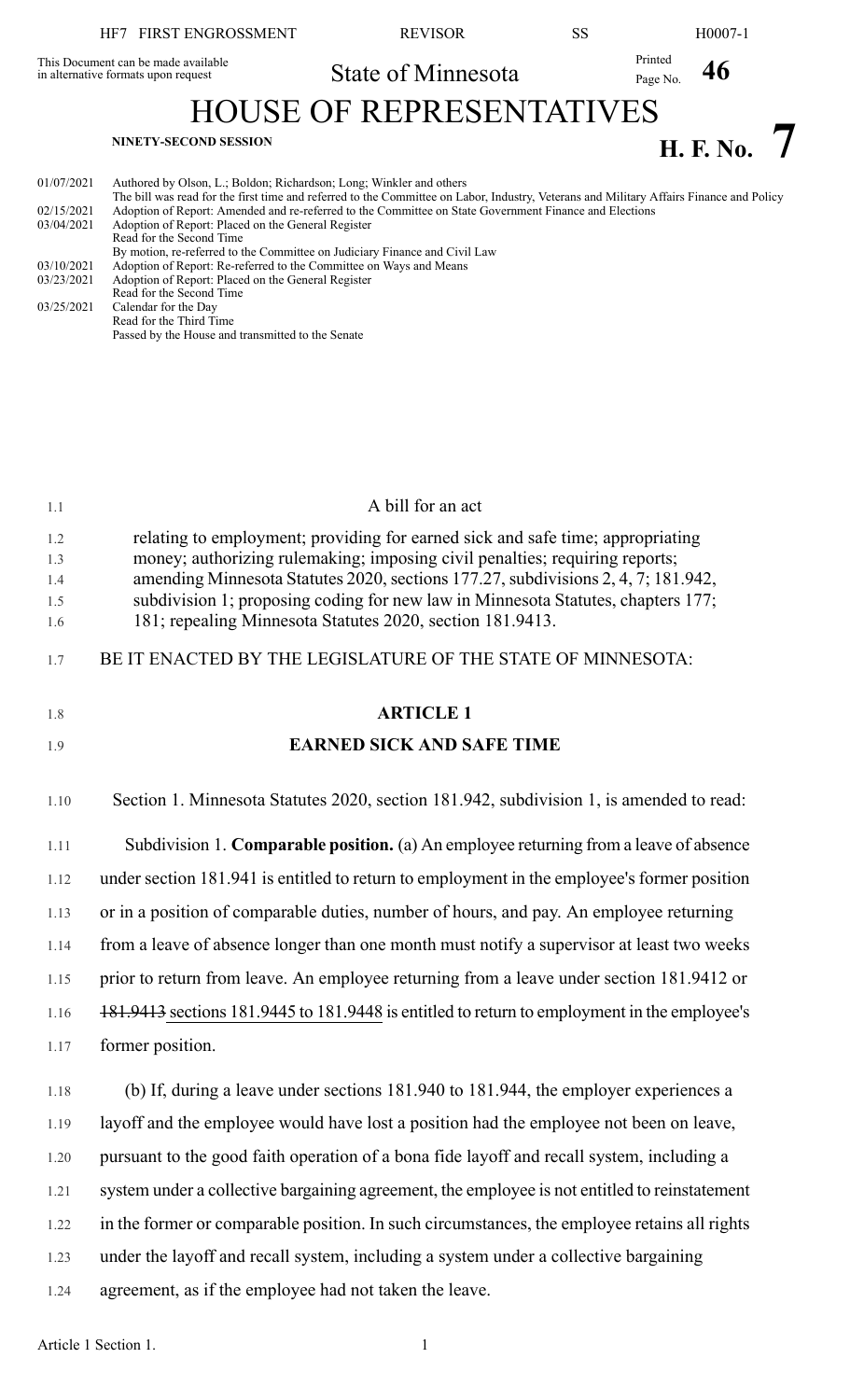This Document can be made available in alternative formats upon request

State of Minnesota

# HOUSE OF REPRESENTATIVES

**NINETY-SECOND SESSION**

**H. F. No. 7**

| | |
|---|---|
| 01/07/2021 | Authored by Olson, L.; Boldon; Richardson; Long; Winkler and others |
| | The bill was read for the first time and referred to the Committee on Labor, Industry, Veterans and Military Affairs Finance and Policy |
| 02/15/2021 | Adoption of Report: Amended and re-referred to the Committee on State Government Finance and Elections |
| 03/04/2021 | Adoption of Report: Placed on the General Register |
| | Read for the Second Time |
| | By motion, re-referred to the Committee on Judiciary Finance and Civil Law |
| 03/10/2021 | Adoption of Report: Re-referred to the Committee on Ways and Means |
| 03/23/2021 | Adoption of Report: Placed on the General Register |
| | Read for the Second Time |
| 03/25/2021 | Calendar for the Day |
| | Read for the Third Time |
| | Passed by the House and transmitted to the Senate |

A bill for an act

relating to employment; providing for earned sick and safe time; appropriating money; authorizing rulemaking; imposing civil penalties; requiring reports; amending Minnesota Statutes 2020, sections 177.27, subdivisions 2, 4, 7; 181.942, subdivision 1; proposing coding for new law in Minnesota Statutes, chapters 177; 181; repealing Minnesota Statutes 2020, section 181.9413.

BE IT ENACTED BY THE LEGISLATURE OF THE STATE OF MINNESOTA:

## ARTICLE 1

## EARNED SICK AND SAFE TIME

Section 1. Minnesota Statutes 2020, section 181.942, subdivision 1, is amended to read:

Subdivision 1. **Comparable position.** (a) An employee returning from a leave of absence under section 181.941 is entitled to return to employment in the employee's former position or in a position of comparable duties, number of hours, and pay. An employee returning from a leave of absence longer than one month must notify a supervisor at least two weeks prior to return from leave. An employee returning from a leave under section 181.9412 or ~~181.9413~~ sections 181.9445 to 181.9448 is entitled to return to employment in the employee's former position.

(b) If, during a leave under sections 181.940 to 181.944, the employer experiences a layoff and the employee would have lost a position had the employee not been on leave, pursuant to the good faith operation of a bona fide layoff and recall system, including a system under a collective bargaining agreement, the employee is not entitled to reinstatement in the former or comparable position. In such circumstances, the employee retains all rights under the layoff and recall system, including a system under a collective bargaining agreement, as if the employee had not taken the leave.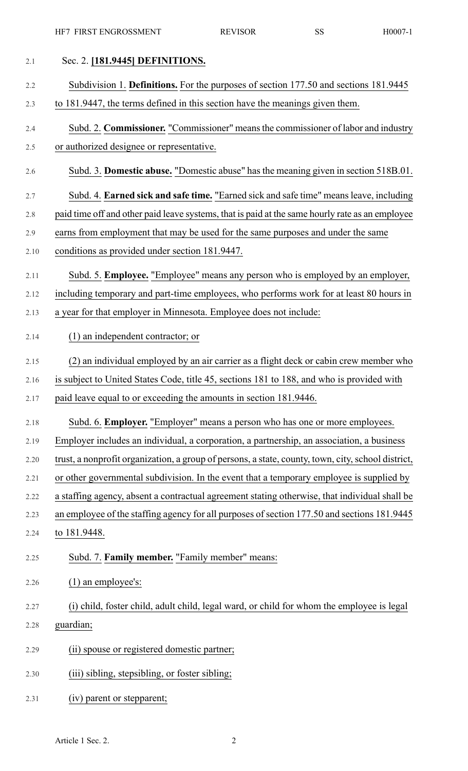Sec. 2. **[181.9445] DEFINITIONS.**

Subdivision 1. **Definitions.** For the purposes of section 177.50 and sections 181.9445 to 181.9447, the terms defined in this section have the meanings given them.

Subd. 2. **Commissioner.** "Commissioner" means the commissioner of labor and industry or authorized designee or representative.

Subd. 3. **Domestic abuse.** "Domestic abuse" has the meaning given in section 518B.01.

Subd. 4. **Earned sick and safe time.** "Earned sick and safe time" means leave, including paid time off and other paid leave systems, that is paid at the same hourly rate as an employee earns from employment that may be used for the same purposes and under the same conditions as provided under section 181.9447.

Subd. 5. **Employee.** "Employee" means any person who is employed by an employer, including temporary and part-time employees, who performs work for at least 80 hours in a year for that employer in Minnesota. Employee does not include:

(1) an independent contractor; or

(2) an individual employed by an air carrier as a flight deck or cabin crew member who is subject to United States Code, title 45, sections 181 to 188, and who is provided with paid leave equal to or exceeding the amounts in section 181.9446.

Subd. 6. **Employer.** "Employer" means a person who has one or more employees. Employer includes an individual, a corporation, a partnership, an association, a business trust, a nonprofit organization, a group of persons, a state, county, town, city, school district, or other governmental subdivision. In the event that a temporary employee is supplied by a staffing agency, absent a contractual agreement stating otherwise, that individual shall be an employee of the staffing agency for all purposes of section 177.50 and sections 181.9445 to 181.9448.

Subd. 7. **Family member.** "Family member" means:

(1) an employee's:

(i) child, foster child, adult child, legal ward, or child for whom the employee is legal guardian;

(ii) spouse or registered domestic partner;

(iii) sibling, stepsibling, or foster sibling;

(iv) parent or stepparent;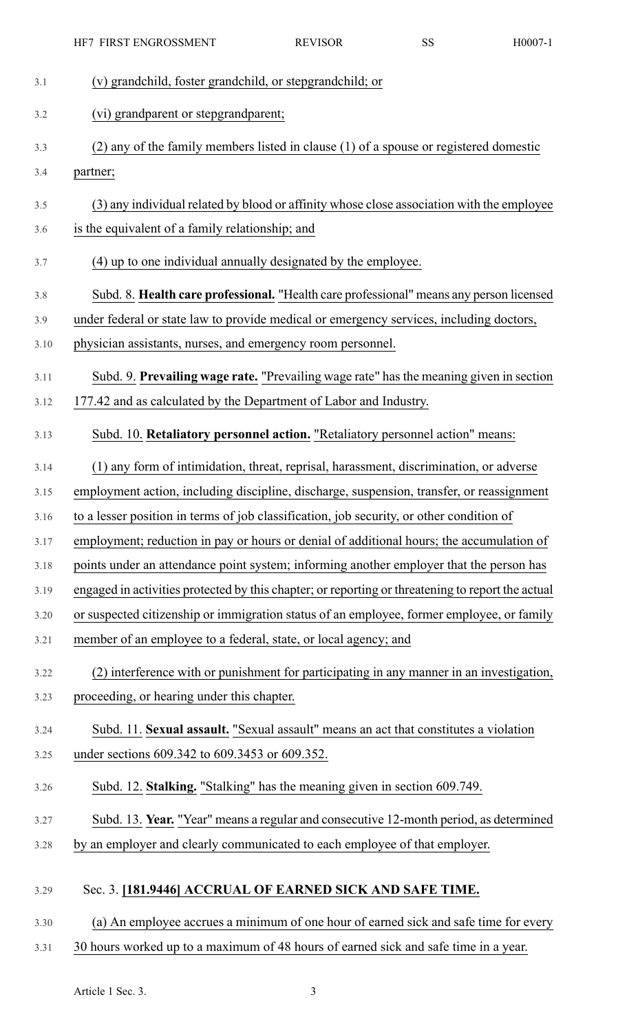(v) grandchild, foster grandchild, or stepgrandchild; or

(vi) grandparent or stepgrandparent;

(2) any of the family members listed in clause (1) of a spouse or registered domestic partner;

(3) any individual related by blood or affinity whose close association with the employee is the equivalent of a family relationship; and

(4) up to one individual annually designated by the employee.

Subd. 8. **Health care professional.** "Health care professional" means any person licensed under federal or state law to provide medical or emergency services, including doctors, physician assistants, nurses, and emergency room personnel.

Subd. 9. **Prevailing wage rate.** "Prevailing wage rate" has the meaning given in section 177.42 and as calculated by the Department of Labor and Industry.

Subd. 10. **Retaliatory personnel action.** "Retaliatory personnel action" means:

(1) any form of intimidation, threat, reprisal, harassment, discrimination, or adverse employment action, including discipline, discharge, suspension, transfer, or reassignment to a lesser position in terms of job classification, job security, or other condition of employment; reduction in pay or hours or denial of additional hours; the accumulation of points under an attendance point system; informing another employer that the person has engaged in activities protected by this chapter; or reporting or threatening to report the actual or suspected citizenship or immigration status of an employee, former employee, or family member of an employee to a federal, state, or local agency; and

(2) interference with or punishment for participating in any manner in an investigation, proceeding, or hearing under this chapter.

Subd. 11. **Sexual assault.** "Sexual assault" means an act that constitutes a violation under sections 609.342 to 609.3453 or 609.352.

Subd. 12. **Stalking.** "Stalking" has the meaning given in section 609.749.

Subd. 13. **Year.** "Year" means a regular and consecutive 12-month period, as determined by an employer and clearly communicated to each employee of that employer.

Sec. 3. **[181.9446] ACCRUAL OF EARNED SICK AND SAFE TIME.**

(a) An employee accrues a minimum of one hour of earned sick and safe time for every 30 hours worked up to a maximum of 48 hours of earned sick and safe time in a year.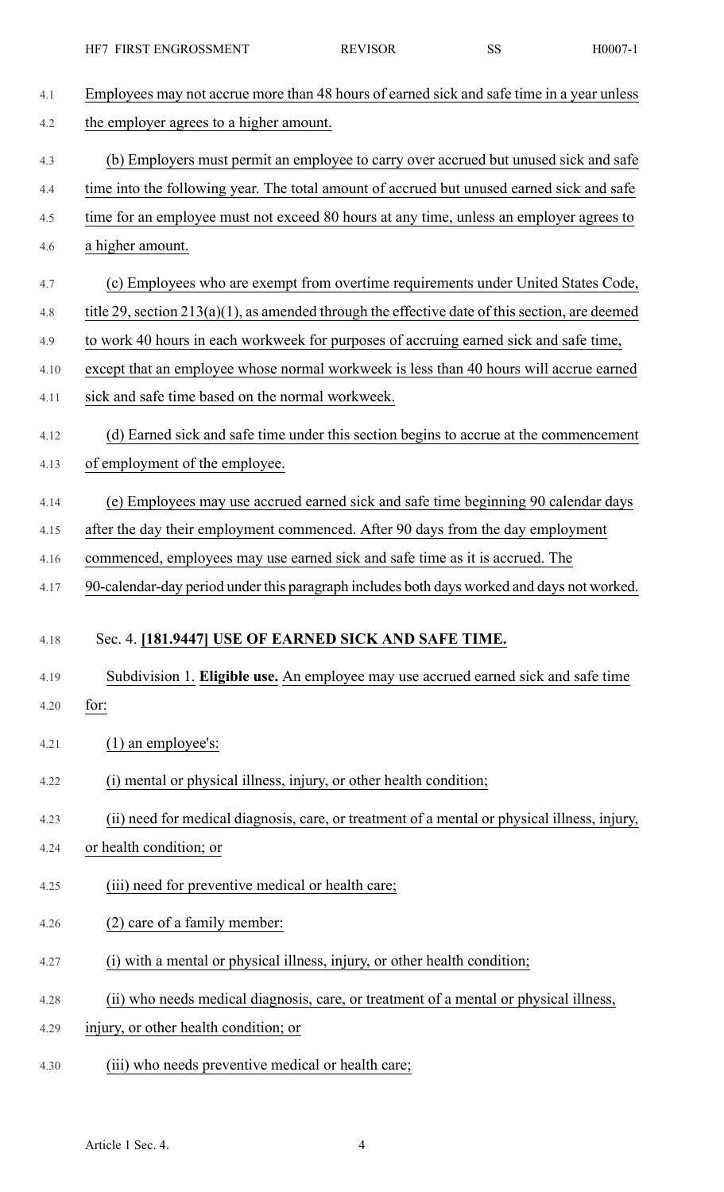Employees may not accrue more than 48 hours of earned sick and safe time in a year unless the employer agrees to a higher amount.

(b) Employers must permit an employee to carry over accrued but unused sick and safe time into the following year. The total amount of accrued but unused earned sick and safe time for an employee must not exceed 80 hours at any time, unless an employer agrees to a higher amount.

(c) Employees who are exempt from overtime requirements under United States Code, title 29, section 213(a)(1), as amended through the effective date of this section, are deemed to work 40 hours in each workweek for purposes of accruing earned sick and safe time, except that an employee whose normal workweek is less than 40 hours will accrue earned sick and safe time based on the normal workweek.

(d) Earned sick and safe time under this section begins to accrue at the commencement of employment of the employee.

(e) Employees may use accrued earned sick and safe time beginning 90 calendar days after the day their employment commenced. After 90 days from the day employment commenced, employees may use earned sick and safe time as it is accrued. The 90-calendar-day period under this paragraph includes both days worked and days not worked.

Sec. 4. **[181.9447] USE OF EARNED SICK AND SAFE TIME.**

Subdivision 1. **Eligible use.** An employee may use accrued earned sick and safe time for:

(1) an employee's:

(i) mental or physical illness, injury, or other health condition;

(ii) need for medical diagnosis, care, or treatment of a mental or physical illness, injury, or health condition; or

(iii) need for preventive medical or health care;

(2) care of a family member:

(i) with a mental or physical illness, injury, or other health condition;

(ii) who needs medical diagnosis, care, or treatment of a mental or physical illness, injury, or other health condition; or

(iii) who needs preventive medical or health care;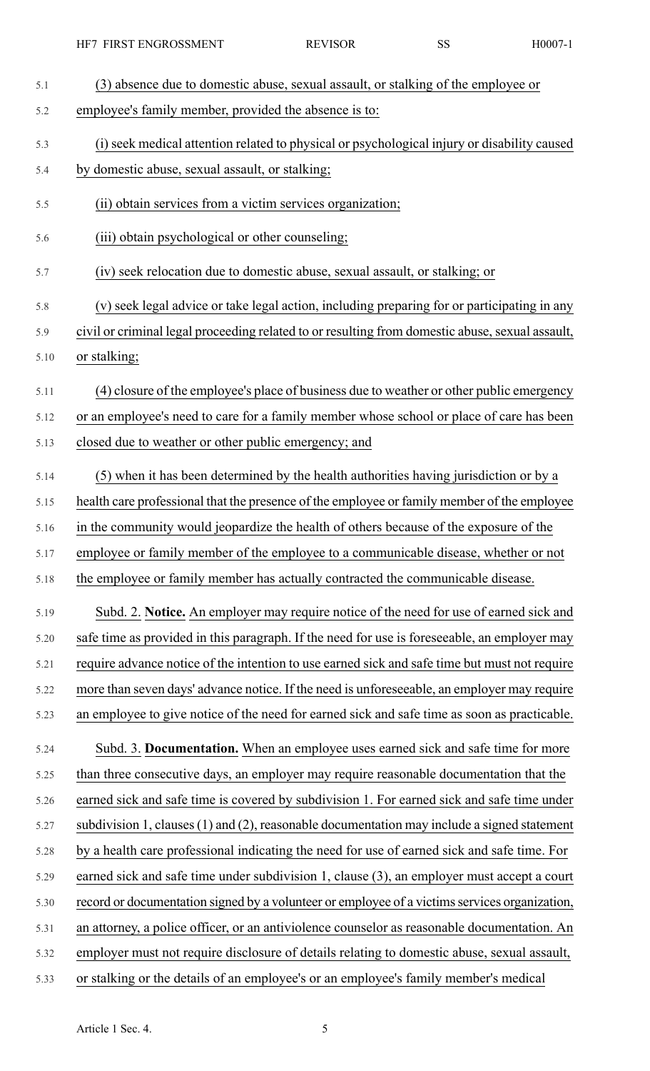(3) absence due to domestic abuse, sexual assault, or stalking of the employee or employee's family member, provided the absence is to:

(i) seek medical attention related to physical or psychological injury or disability caused by domestic abuse, sexual assault, or stalking;

(ii) obtain services from a victim services organization;

(iii) obtain psychological or other counseling;

(iv) seek relocation due to domestic abuse, sexual assault, or stalking; or

(v) seek legal advice or take legal action, including preparing for or participating in any civil or criminal legal proceeding related to or resulting from domestic abuse, sexual assault, or stalking;

(4) closure of the employee's place of business due to weather or other public emergency or an employee's need to care for a family member whose school or place of care has been closed due to weather or other public emergency; and

(5) when it has been determined by the health authorities having jurisdiction or by a health care professional that the presence of the employee or family member of the employee in the community would jeopardize the health of others because of the exposure of the employee or family member of the employee to a communicable disease, whether or not the employee or family member has actually contracted the communicable disease.

Subd. 2. **Notice.** An employer may require notice of the need for use of earned sick and safe time as provided in this paragraph. If the need for use is foreseeable, an employer may require advance notice of the intention to use earned sick and safe time but must not require more than seven days' advance notice. If the need is unforeseeable, an employer may require an employee to give notice of the need for earned sick and safe time as soon as practicable.

Subd. 3. **Documentation.** When an employee uses earned sick and safe time for more than three consecutive days, an employer may require reasonable documentation that the earned sick and safe time is covered by subdivision 1. For earned sick and safe time under subdivision 1, clauses (1) and (2), reasonable documentation may include a signed statement by a health care professional indicating the need for use of earned sick and safe time. For earned sick and safe time under subdivision 1, clause (3), an employer must accept a court record or documentation signed by a volunteer or employee of a victims services organization, an attorney, a police officer, or an antiviolence counselor as reasonable documentation. An employer must not require disclosure of details relating to domestic abuse, sexual assault, or stalking or the details of an employee's or an employee's family member's medical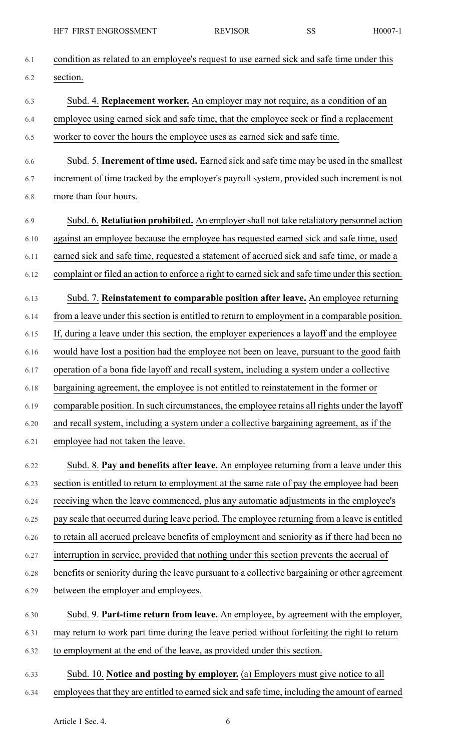condition as related to an employee's request to use earned sick and safe time under this section.

Subd. 4. **Replacement worker.** An employer may not require, as a condition of an employee using earned sick and safe time, that the employee seek or find a replacement worker to cover the hours the employee uses as earned sick and safe time.

Subd. 5. **Increment of time used.** Earned sick and safe time may be used in the smallest increment of time tracked by the employer's payroll system, provided such increment is not more than four hours.

Subd. 6. **Retaliation prohibited.** An employer shall not take retaliatory personnel action against an employee because the employee has requested earned sick and safe time, used earned sick and safe time, requested a statement of accrued sick and safe time, or made a complaint or filed an action to enforce a right to earned sick and safe time under this section.

Subd. 7. **Reinstatement to comparable position after leave.** An employee returning from a leave under this section is entitled to return to employment in a comparable position. If, during a leave under this section, the employer experiences a layoff and the employee would have lost a position had the employee not been on leave, pursuant to the good faith operation of a bona fide layoff and recall system, including a system under a collective bargaining agreement, the employee is not entitled to reinstatement in the former or comparable position. In such circumstances, the employee retains all rights under the layoff and recall system, including a system under a collective bargaining agreement, as if the employee had not taken the leave.

Subd. 8. **Pay and benefits after leave.** An employee returning from a leave under this section is entitled to return to employment at the same rate of pay the employee had been receiving when the leave commenced, plus any automatic adjustments in the employee's pay scale that occurred during leave period. The employee returning from a leave is entitled to retain all accrued preleave benefits of employment and seniority as if there had been no interruption in service, provided that nothing under this section prevents the accrual of benefits or seniority during the leave pursuant to a collective bargaining or other agreement between the employer and employees.

Subd. 9. **Part-time return from leave.** An employee, by agreement with the employer, may return to work part time during the leave period without forfeiting the right to return to employment at the end of the leave, as provided under this section.

Subd. 10. **Notice and posting by employer.** (a) Employers must give notice to all employees that they are entitled to earned sick and safe time, including the amount of earned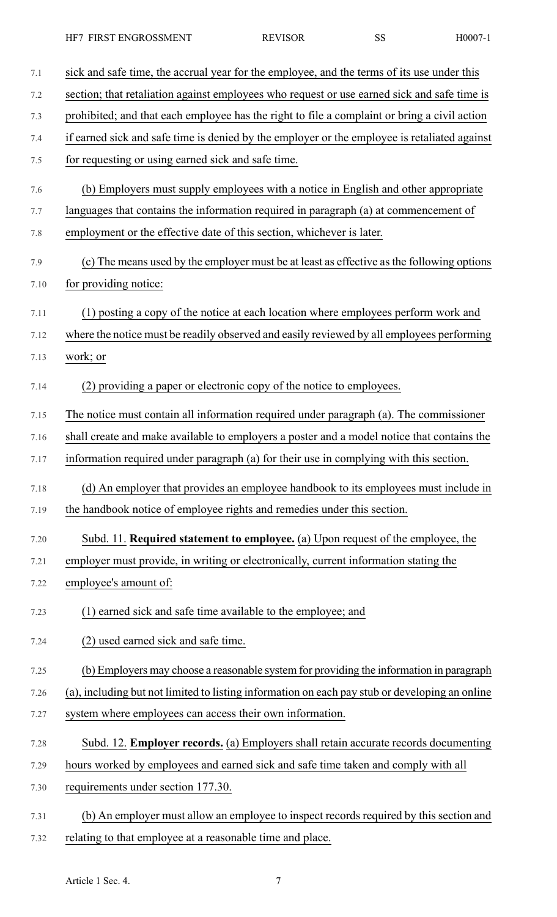sick and safe time, the accrual year for the employee, and the terms of its use under this section; that retaliation against employees who request or use earned sick and safe time is prohibited; and that each employee has the right to file a complaint or bring a civil action if earned sick and safe time is denied by the employer or the employee is retaliated against for requesting or using earned sick and safe time.

(b) Employers must supply employees with a notice in English and other appropriate languages that contains the information required in paragraph (a) at commencement of employment or the effective date of this section, whichever is later.

(c) The means used by the employer must be at least as effective as the following options for providing notice:

(1) posting a copy of the notice at each location where employees perform work and where the notice must be readily observed and easily reviewed by all employees performing work; or

(2) providing a paper or electronic copy of the notice to employees.

The notice must contain all information required under paragraph (a). The commissioner shall create and make available to employers a poster and a model notice that contains the information required under paragraph (a) for their use in complying with this section.

(d) An employer that provides an employee handbook to its employees must include in the handbook notice of employee rights and remedies under this section.

Subd. 11. **Required statement to employee.** (a) Upon request of the employee, the employer must provide, in writing or electronically, current information stating the employee's amount of:

(1) earned sick and safe time available to the employee; and

(2) used earned sick and safe time.

(b) Employers may choose a reasonable system for providing the information in paragraph (a), including but not limited to listing information on each pay stub or developing an online system where employees can access their own information.

Subd. 12. **Employer records.** (a) Employers shall retain accurate records documenting hours worked by employees and earned sick and safe time taken and comply with all requirements under section 177.30.

(b) An employer must allow an employee to inspect records required by this section and relating to that employee at a reasonable time and place.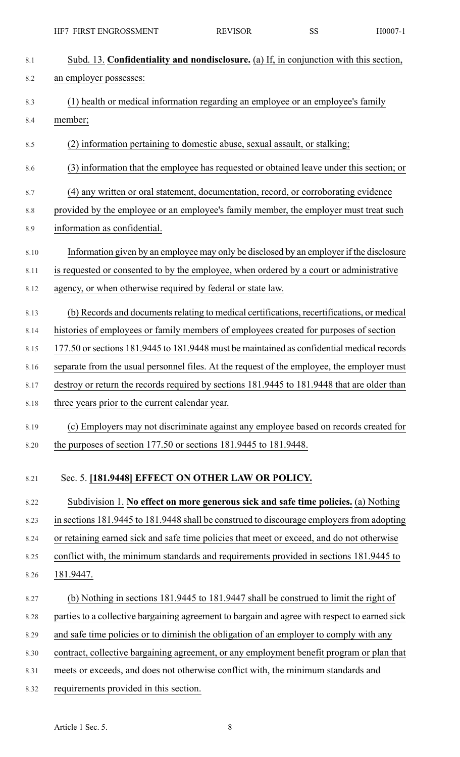Subd. 13. **Confidentiality and nondisclosure.** (a) If, in conjunction with this section, an employer possesses:

(1) health or medical information regarding an employee or an employee's family member;

(2) information pertaining to domestic abuse, sexual assault, or stalking;

(3) information that the employee has requested or obtained leave under this section; or

(4) any written or oral statement, documentation, record, or corroborating evidence provided by the employee or an employee's family member, the employer must treat such information as confidential.

Information given by an employee may only be disclosed by an employer if the disclosure is requested or consented to by the employee, when ordered by a court or administrative agency, or when otherwise required by federal or state law.

(b) Records and documents relating to medical certifications, recertifications, or medical histories of employees or family members of employees created for purposes of section 177.50 or sections 181.9445 to 181.9448 must be maintained as confidential medical records separate from the usual personnel files. At the request of the employee, the employer must destroy or return the records required by sections 181.9445 to 181.9448 that are older than three years prior to the current calendar year.

(c) Employers may not discriminate against any employee based on records created for the purposes of section 177.50 or sections 181.9445 to 181.9448.

Sec. 5. **[181.9448] EFFECT ON OTHER LAW OR POLICY.**

Subdivision 1. **No effect on more generous sick and safe time policies.** (a) Nothing in sections 181.9445 to 181.9448 shall be construed to discourage employers from adopting or retaining earned sick and safe time policies that meet or exceed, and do not otherwise conflict with, the minimum standards and requirements provided in sections 181.9445 to 181.9447.

(b) Nothing in sections 181.9445 to 181.9447 shall be construed to limit the right of parties to a collective bargaining agreement to bargain and agree with respect to earned sick and safe time policies or to diminish the obligation of an employer to comply with any contract, collective bargaining agreement, or any employment benefit program or plan that meets or exceeds, and does not otherwise conflict with, the minimum standards and requirements provided in this section.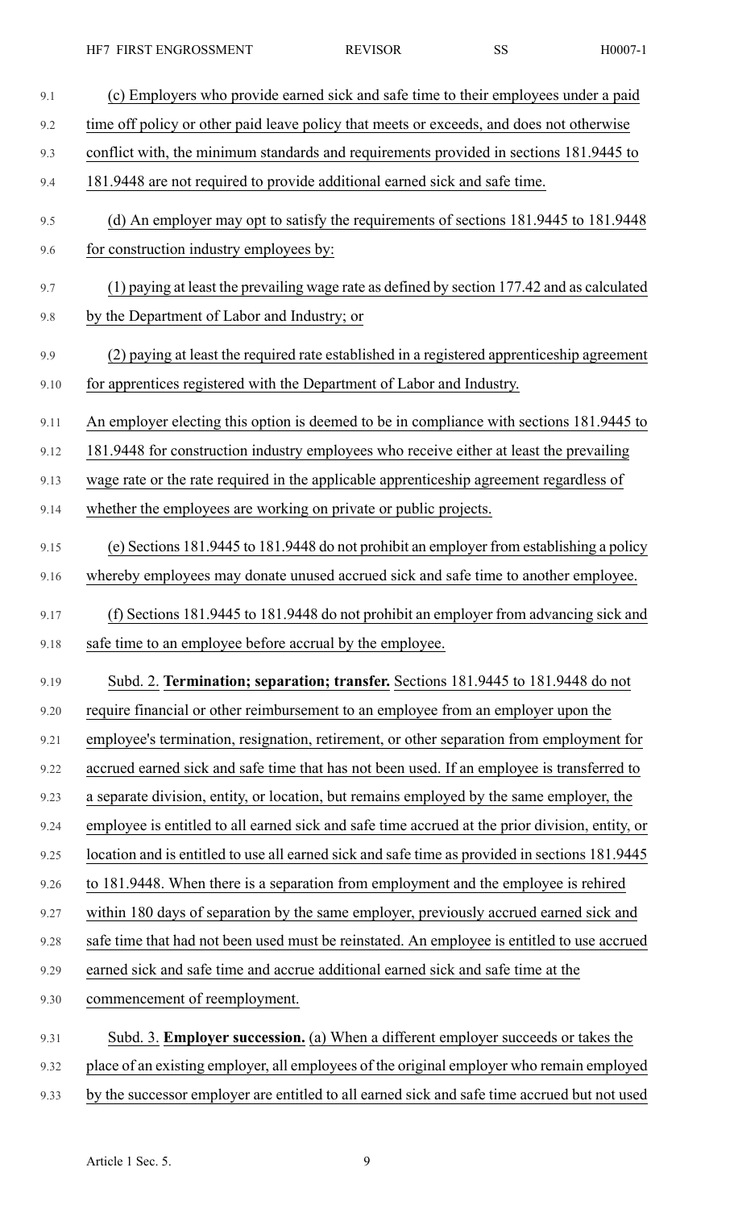(c) Employers who provide earned sick and safe time to their employees under a paid time off policy or other paid leave policy that meets or exceeds, and does not otherwise conflict with, the minimum standards and requirements provided in sections 181.9445 to 181.9448 are not required to provide additional earned sick and safe time.

(d) An employer may opt to satisfy the requirements of sections 181.9445 to 181.9448 for construction industry employees by:

(1) paying at least the prevailing wage rate as defined by section 177.42 and as calculated by the Department of Labor and Industry; or

(2) paying at least the required rate established in a registered apprenticeship agreement for apprentices registered with the Department of Labor and Industry.

An employer electing this option is deemed to be in compliance with sections 181.9445 to 181.9448 for construction industry employees who receive either at least the prevailing wage rate or the rate required in the applicable apprenticeship agreement regardless of whether the employees are working on private or public projects.

(e) Sections 181.9445 to 181.9448 do not prohibit an employer from establishing a policy whereby employees may donate unused accrued sick and safe time to another employee.

(f) Sections 181.9445 to 181.9448 do not prohibit an employer from advancing sick and safe time to an employee before accrual by the employee.

Subd. 2. **Termination; separation; transfer.** Sections 181.9445 to 181.9448 do not require financial or other reimbursement to an employee from an employer upon the employee's termination, resignation, retirement, or other separation from employment for accrued earned sick and safe time that has not been used. If an employee is transferred to a separate division, entity, or location, but remains employed by the same employer, the employee is entitled to all earned sick and safe time accrued at the prior division, entity, or location and is entitled to use all earned sick and safe time as provided in sections 181.9445 to 181.9448. When there is a separation from employment and the employee is rehired within 180 days of separation by the same employer, previously accrued earned sick and safe time that had not been used must be reinstated. An employee is entitled to use accrued earned sick and safe time and accrue additional earned sick and safe time at the commencement of reemployment.

Subd. 3. **Employer succession.** (a) When a different employer succeeds or takes the place of an existing employer, all employees of the original employer who remain employed by the successor employer are entitled to all earned sick and safe time accrued but not used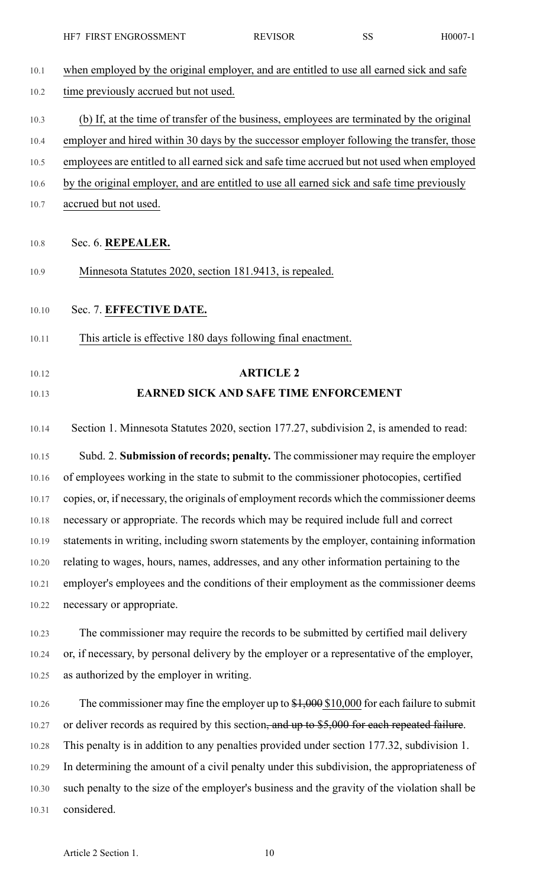when employed by the original employer, and are entitled to use all earned sick and safe time previously accrued but not used.

(b) If, at the time of transfer of the business, employees are terminated by the original employer and hired within 30 days by the successor employer following the transfer, those employees are entitled to all earned sick and safe time accrued but not used when employed by the original employer, and are entitled to use all earned sick and safe time previously accrued but not used.

Sec. 6. **REPEALER.**

Minnesota Statutes 2020, section 181.9413, is repealed.

Sec. 7. **EFFECTIVE DATE.**

This article is effective 180 days following final enactment.

## ARTICLE 2

## EARNED SICK AND SAFE TIME ENFORCEMENT

Section 1. Minnesota Statutes 2020, section 177.27, subdivision 2, is amended to read:

Subd. 2. **Submission of records; penalty.** The commissioner may require the employer of employees working in the state to submit to the commissioner photocopies, certified copies, or, if necessary, the originals of employment records which the commissioner deems necessary or appropriate. The records which may be required include full and correct statements in writing, including sworn statements by the employer, containing information relating to wages, hours, names, addresses, and any other information pertaining to the employer's employees and the conditions of their employment as the commissioner deems necessary or appropriate.

The commissioner may require the records to be submitted by certified mail delivery or, if necessary, by personal delivery by the employer or a representative of the employer, as authorized by the employer in writing.

The commissioner may fine the employer up to ~~$1,000~~ $10,000 for each failure to submit or deliver records as required by this section~~, and up to $5,000 for each repeated failure~~. This penalty is in addition to any penalties provided under section 177.32, subdivision 1. In determining the amount of a civil penalty under this subdivision, the appropriateness of such penalty to the size of the employer's business and the gravity of the violation shall be considered.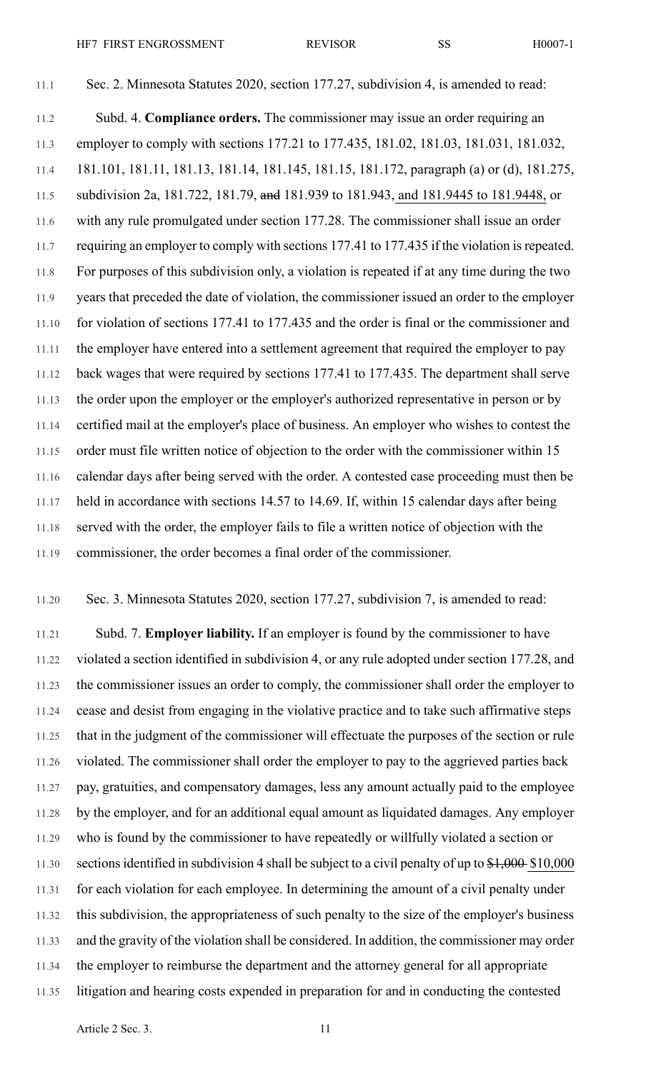Sec. 2. Minnesota Statutes 2020, section 177.27, subdivision 4, is amended to read:

Subd. 4. **Compliance orders.** The commissioner may issue an order requiring an employer to comply with sections 177.21 to 177.435, 181.02, 181.03, 181.031, 181.032, 181.101, 181.11, 181.13, 181.14, 181.145, 181.15, 181.172, paragraph (a) or (d), 181.275, subdivision 2a, 181.722, 181.79, ~~and~~ 181.939 to 181.943, and 181.9445 to 181.9448, or with any rule promulgated under section 177.28. The commissioner shall issue an order requiring an employer to comply with sections 177.41 to 177.435 if the violation is repeated. For purposes of this subdivision only, a violation is repeated if at any time during the two years that preceded the date of violation, the commissioner issued an order to the employer for violation of sections 177.41 to 177.435 and the order is final or the commissioner and the employer have entered into a settlement agreement that required the employer to pay back wages that were required by sections 177.41 to 177.435. The department shall serve the order upon the employer or the employer's authorized representative in person or by certified mail at the employer's place of business. An employer who wishes to contest the order must file written notice of objection to the order with the commissioner within 15 calendar days after being served with the order. A contested case proceeding must then be held in accordance with sections 14.57 to 14.69. If, within 15 calendar days after being served with the order, the employer fails to file a written notice of objection with the commissioner, the order becomes a final order of the commissioner.

Sec. 3. Minnesota Statutes 2020, section 177.27, subdivision 7, is amended to read:

Subd. 7. **Employer liability.** If an employer is found by the commissioner to have violated a section identified in subdivision 4, or any rule adopted under section 177.28, and the commissioner issues an order to comply, the commissioner shall order the employer to cease and desist from engaging in the violative practice and to take such affirmative steps that in the judgment of the commissioner will effectuate the purposes of the section or rule violated. The commissioner shall order the employer to pay to the aggrieved parties back pay, gratuities, and compensatory damages, less any amount actually paid to the employee by the employer, and for an additional equal amount as liquidated damages. Any employer who is found by the commissioner to have repeatedly or willfully violated a section or sections identified in subdivision 4 shall be subject to a civil penalty of up to ~~$1,000~~ $10,000 for each violation for each employee. In determining the amount of a civil penalty under this subdivision, the appropriateness of such penalty to the size of the employer's business and the gravity of the violation shall be considered. In addition, the commissioner may order the employer to reimburse the department and the attorney general for all appropriate litigation and hearing costs expended in preparation for and in conducting the contested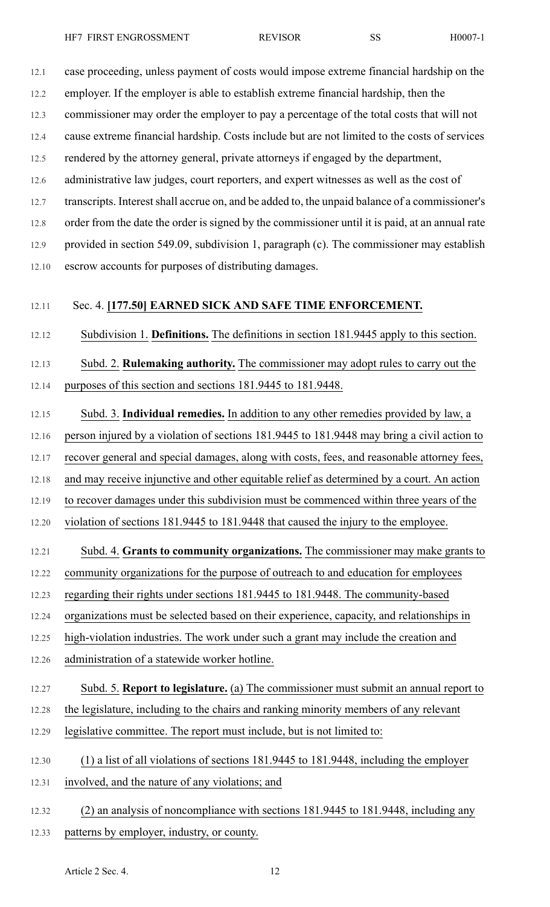case proceeding, unless payment of costs would impose extreme financial hardship on the employer. If the employer is able to establish extreme financial hardship, then the commissioner may order the employer to pay a percentage of the total costs that will not cause extreme financial hardship. Costs include but are not limited to the costs of services rendered by the attorney general, private attorneys if engaged by the department, administrative law judges, court reporters, and expert witnesses as well as the cost of transcripts. Interest shall accrue on, and be added to, the unpaid balance of a commissioner's order from the date the order is signed by the commissioner until it is paid, at an annual rate provided in section 549.09, subdivision 1, paragraph (c). The commissioner may establish escrow accounts for purposes of distributing damages.

Sec. 4. **[177.50] EARNED SICK AND SAFE TIME ENFORCEMENT.**

Subdivision 1. **Definitions.** The definitions in section 181.9445 apply to this section.

Subd. 2. **Rulemaking authority.** The commissioner may adopt rules to carry out the purposes of this section and sections 181.9445 to 181.9448.

Subd. 3. **Individual remedies.** In addition to any other remedies provided by law, a person injured by a violation of sections 181.9445 to 181.9448 may bring a civil action to recover general and special damages, along with costs, fees, and reasonable attorney fees, and may receive injunctive and other equitable relief as determined by a court. An action to recover damages under this subdivision must be commenced within three years of the violation of sections 181.9445 to 181.9448 that caused the injury to the employee.

Subd. 4. **Grants to community organizations.** The commissioner may make grants to community organizations for the purpose of outreach to and education for employees regarding their rights under sections 181.9445 to 181.9448. The community-based organizations must be selected based on their experience, capacity, and relationships in high-violation industries. The work under such a grant may include the creation and administration of a statewide worker hotline.

Subd. 5. **Report to legislature.** (a) The commissioner must submit an annual report to the legislature, including to the chairs and ranking minority members of any relevant legislative committee. The report must include, but is not limited to:

(1) a list of all violations of sections 181.9445 to 181.9448, including the employer involved, and the nature of any violations; and

(2) an analysis of noncompliance with sections 181.9445 to 181.9448, including any patterns by employer, industry, or county.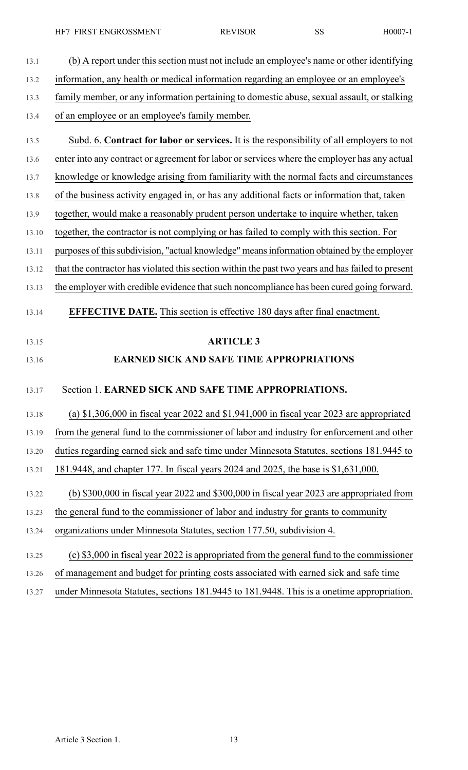(b) A report under this section must not include an employee's name or other identifying information, any health or medical information regarding an employee or an employee's family member, or any information pertaining to domestic abuse, sexual assault, or stalking of an employee or an employee's family member.

Subd. 6. **Contract for labor or services.** It is the responsibility of all employers to not enter into any contract or agreement for labor or services where the employer has any actual knowledge or knowledge arising from familiarity with the normal facts and circumstances of the business activity engaged in, or has any additional facts or information that, taken together, would make a reasonably prudent person undertake to inquire whether, taken together, the contractor is not complying or has failed to comply with this section. For purposes of this subdivision, "actual knowledge" means information obtained by the employer that the contractor has violated this section within the past two years and has failed to present the employer with credible evidence that such noncompliance has been cured going forward.

**EFFECTIVE DATE.** This section is effective 180 days after final enactment.

## ARTICLE 3
## EARNED SICK AND SAFE TIME APPROPRIATIONS

Section 1. **EARNED SICK AND SAFE TIME APPROPRIATIONS.**

(a) $1,306,000 in fiscal year 2022 and $1,941,000 in fiscal year 2023 are appropriated from the general fund to the commissioner of labor and industry for enforcement and other duties regarding earned sick and safe time under Minnesota Statutes, sections 181.9445 to 181.9448, and chapter 177. In fiscal years 2024 and 2025, the base is $1,631,000.

(b) $300,000 in fiscal year 2022 and $300,000 in fiscal year 2023 are appropriated from the general fund to the commissioner of labor and industry for grants to community organizations under Minnesota Statutes, section 177.50, subdivision 4.

(c) $3,000 in fiscal year 2022 is appropriated from the general fund to the commissioner of management and budget for printing costs associated with earned sick and safe time under Minnesota Statutes, sections 181.9445 to 181.9448. This is a onetime appropriation.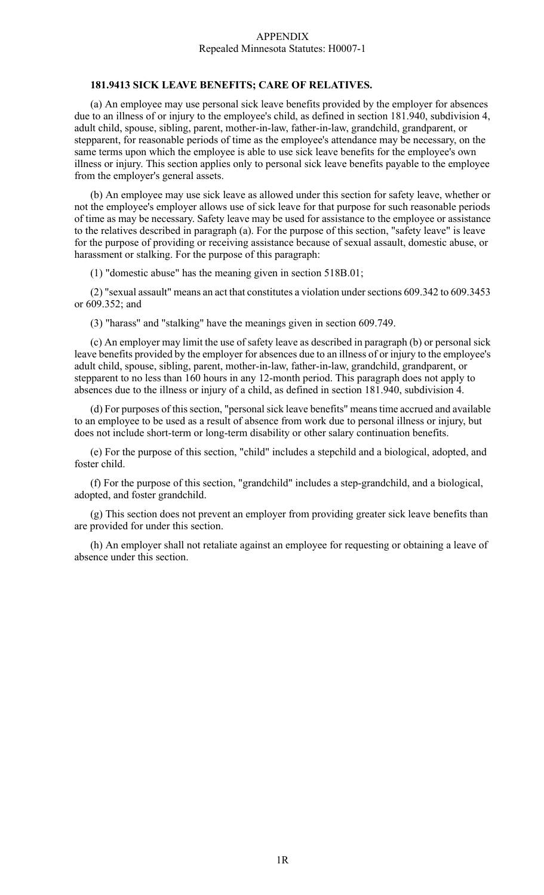APPENDIX
Repealed Minnesota Statutes: H0007-1

**181.9413 SICK LEAVE BENEFITS; CARE OF RELATIVES.**

(a) An employee may use personal sick leave benefits provided by the employer for absences due to an illness of or injury to the employee's child, as defined in section 181.940, subdivision 4, adult child, spouse, sibling, parent, mother-in-law, father-in-law, grandchild, grandparent, or stepparent, for reasonable periods of time as the employee's attendance may be necessary, on the same terms upon which the employee is able to use sick leave benefits for the employee's own illness or injury. This section applies only to personal sick leave benefits payable to the employee from the employer's general assets.

(b) An employee may use sick leave as allowed under this section for safety leave, whether or not the employee's employer allows use of sick leave for that purpose for such reasonable periods of time as may be necessary. Safety leave may be used for assistance to the employee or assistance to the relatives described in paragraph (a). For the purpose of this section, "safety leave" is leave for the purpose of providing or receiving assistance because of sexual assault, domestic abuse, or harassment or stalking. For the purpose of this paragraph:

(1) "domestic abuse" has the meaning given in section 518B.01;

(2) "sexual assault" means an act that constitutes a violation under sections 609.342 to 609.3453 or 609.352; and

(3) "harass" and "stalking" have the meanings given in section 609.749.

(c) An employer may limit the use of safety leave as described in paragraph (b) or personal sick leave benefits provided by the employer for absences due to an illness of or injury to the employee's adult child, spouse, sibling, parent, mother-in-law, father-in-law, grandchild, grandparent, or stepparent to no less than 160 hours in any 12-month period. This paragraph does not apply to absences due to the illness or injury of a child, as defined in section 181.940, subdivision 4.

(d) For purposes of this section, "personal sick leave benefits" means time accrued and available to an employee to be used as a result of absence from work due to personal illness or injury, but does not include short-term or long-term disability or other salary continuation benefits.

(e) For the purpose of this section, "child" includes a stepchild and a biological, adopted, and foster child.

(f) For the purpose of this section, "grandchild" includes a step-grandchild, and a biological, adopted, and foster grandchild.

(g) This section does not prevent an employer from providing greater sick leave benefits than are provided for under this section.

(h) An employer shall not retaliate against an employee for requesting or obtaining a leave of absence under this section.